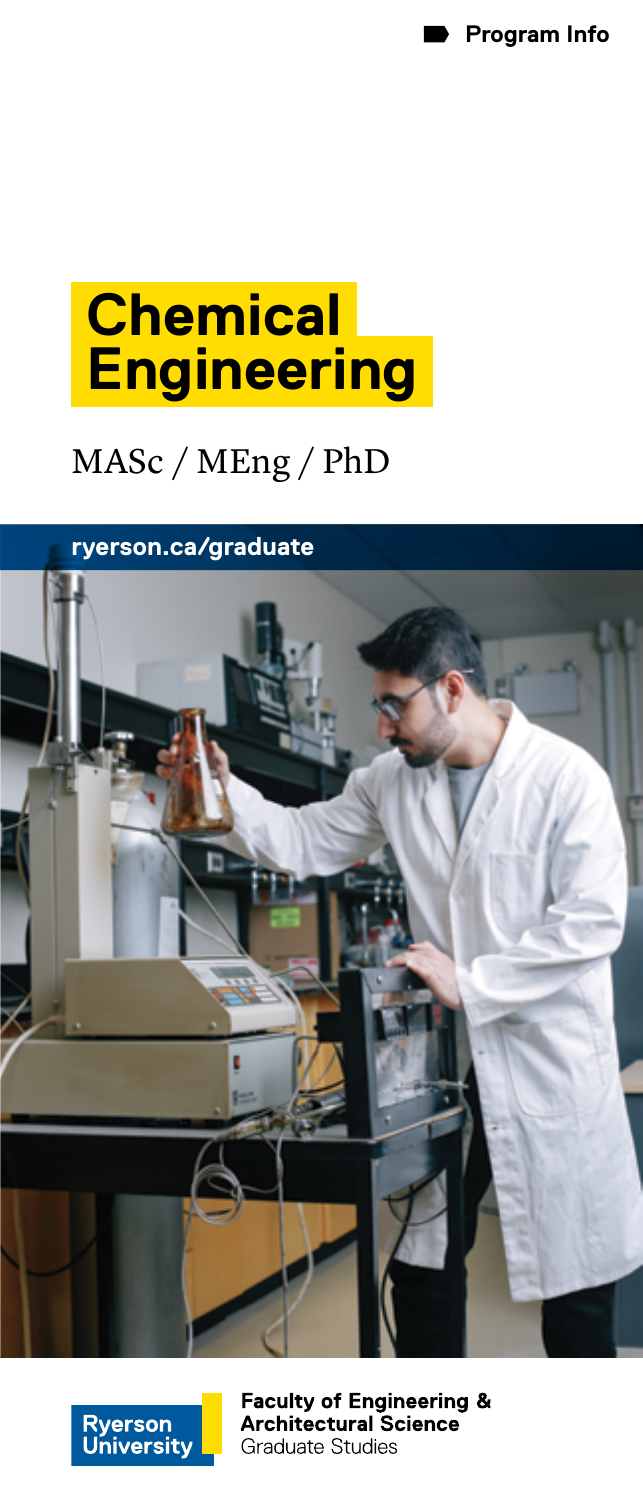Program Info

# Chemical Engineering

MASc / MEng / PhD

ryerson.ca/graduate

Ryerson University

**Faculty of Engineering & Architectural Science**
Graduate Studies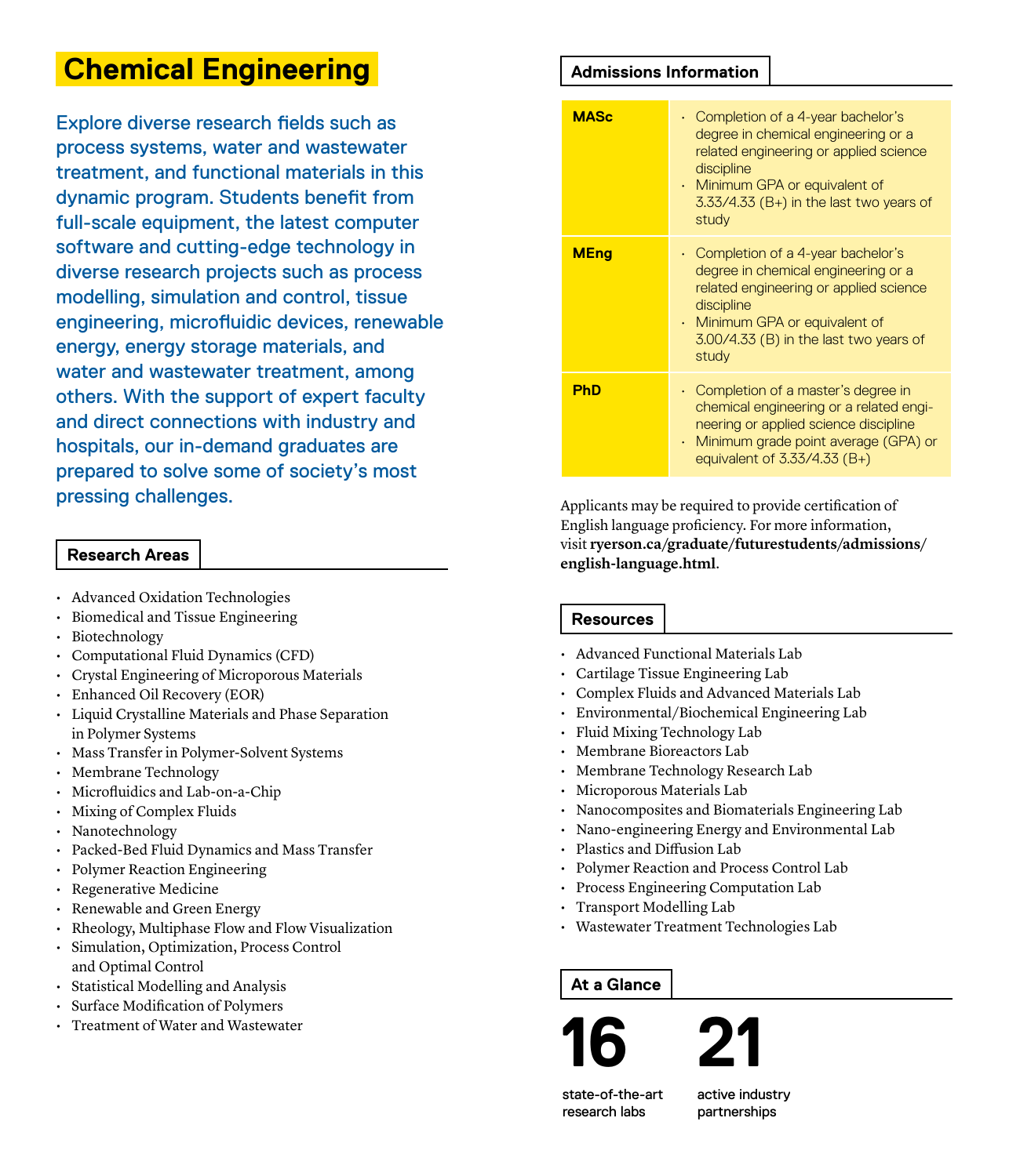# Chemical Engineering

Explore diverse research fields such as process systems, water and wastewater treatment, and functional materials in this dynamic program. Students benefit from full-scale equipment, the latest computer software and cutting-edge technology in diverse research projects such as process modelling, simulation and control, tissue engineering, microfluidic devices, renewable energy, energy storage materials, and water and wastewater treatment, among others. With the support of expert faculty and direct connections with industry and hospitals, our in-demand graduates are prepared to solve some of society's most pressing challenges.

## Research Areas

- Advanced Oxidation Technologies
- Biomedical and Tissue Engineering
- Biotechnology
- Computational Fluid Dynamics (CFD)
- Crystal Engineering of Microporous Materials
- Enhanced Oil Recovery (EOR)
- Liquid Crystalline Materials and Phase Separation in Polymer Systems
- Mass Transfer in Polymer-Solvent Systems
- Membrane Technology
- Microfluidics and Lab-on-a-Chip
- Mixing of Complex Fluids
- Nanotechnology
- Packed-Bed Fluid Dynamics and Mass Transfer
- Polymer Reaction Engineering
- Regenerative Medicine
- Renewable and Green Energy
- Rheology, Multiphase Flow and Flow Visualization
- Simulation, Optimization, Process Control and Optimal Control
- Statistical Modelling and Analysis
- Surface Modification of Polymers
- Treatment of Water and Wastewater

## Admissions Information

| Program | Requirements |
|---|---|
| **MASc** | • Completion of a 4-year bachelor's degree in chemical engineering or a related engineering or applied science discipline<br>• Minimum GPA or equivalent of 3.33/4.33 (B+) in the last two years of study |
| **MEng** | • Completion of a 4-year bachelor's degree in chemical engineering or a related engineering or applied science discipline<br>• Minimum GPA or equivalent of 3.00/4.33 (B) in the last two years of study |
| **PhD** | • Completion of a master's degree in chemical engineering or a related engineering or applied science discipline<br>• Minimum grade point average (GPA) or equivalent of 3.33/4.33 (B+) |

Applicants may be required to provide certification of English language proficiency. For more information, visit **ryerson.ca/graduate/futurestudents/admissions/english-language.html**.

## Resources

- Advanced Functional Materials Lab
- Cartilage Tissue Engineering Lab
- Complex Fluids and Advanced Materials Lab
- Environmental/Biochemical Engineering Lab
- Fluid Mixing Technology Lab
- Membrane Bioreactors Lab
- Membrane Technology Research Lab
- Microporous Materials Lab
- Nanocomposites and Biomaterials Engineering Lab
- Nano-engineering Energy and Environmental Lab
- Plastics and Diffusion Lab
- Polymer Reaction and Process Control Lab
- Process Engineering Computation Lab
- Transport Modelling Lab
- Wastewater Treatment Technologies Lab

## At a Glance

**16** state-of-the-art research labs

**21** active industry partnerships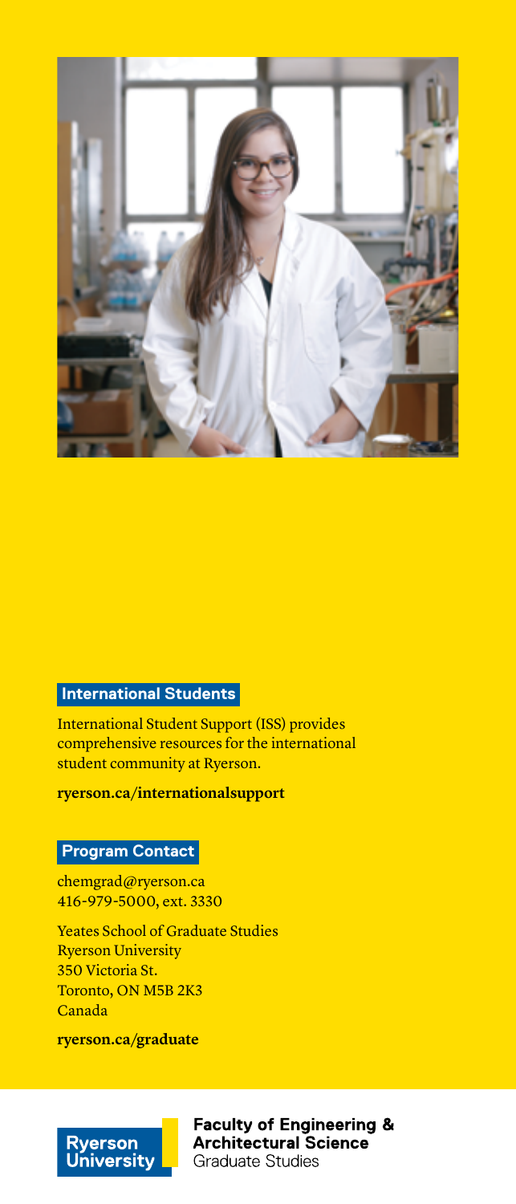## International Students

International Student Support (ISS) provides comprehensive resources for the international student community at Ryerson.

**ryerson.ca/internationalsupport**

## Program Contact

chemgrad@ryerson.ca
416-979-5000, ext. 3330

Yeates School of Graduate Studies
Ryerson University
350 Victoria St.
Toronto, ON M5B 2K3
Canada

**ryerson.ca/graduate**

Ryerson University

**Faculty of Engineering & Architectural Science**
Graduate Studies